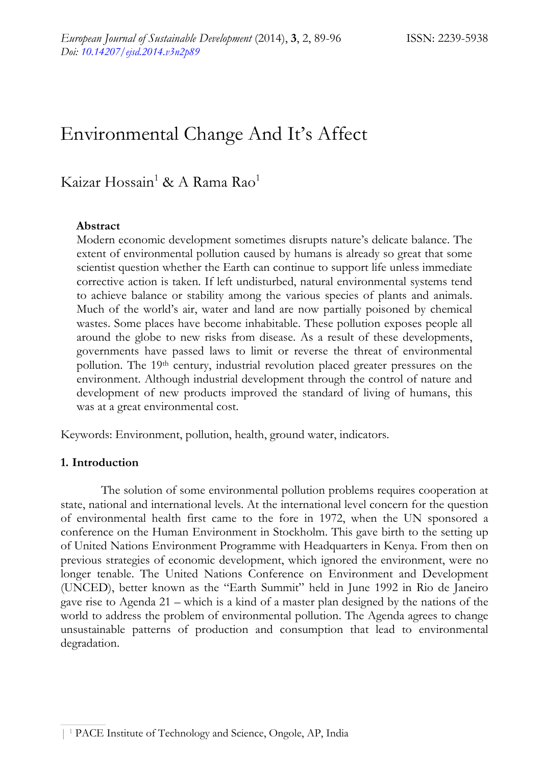# Environmental Change And It's Affect

Kaizar Hossain[1] & A Rama Rao[1]

**Abstract**

Modern economic development sometimes disrupts nature's delicate balance. The extent of environmental pollution caused by humans is already so great that some scientist question whether the Earth can continue to support life unless immediate corrective action is taken. If left undisturbed, natural environmental systems tend to achieve balance or stability among the various species of plants and animals. Much of the world's air, water and land are now partially poisoned by chemical wastes. Some places have become inhabitable. These pollution exposes people all around the globe to new risks from disease. As a result of these developments, governments have passed laws to limit or reverse the threat of environmental pollution. The 19th century, industrial revolution placed greater pressures on the environment. Although industrial development through the control of nature and development of new products improved the standard of living of humans, this was at a great environmental cost.

Keywords: Environment, pollution, health, ground water, indicators.

## 1. Introduction

The solution of some environmental pollution problems requires cooperation at state, national and international levels. At the international level concern for the question of environmental health first came to the fore in 1972, when the UN sponsored a conference on the Human Environment in Stockholm. This gave birth to the setting up of United Nations Environment Programme with Headquarters in Kenya. From then on previous strategies of economic development, which ignored the environment, were no longer tenable. The United Nations Conference on Environment and Development (UNCED), better known as the "Earth Summit" held in June 1992 in Rio de Janeiro gave rise to Agenda 21 – which is a kind of a master plan designed by the nations of the world to address the problem of environmental pollution. The Agenda agrees to change unsustainable patterns of production and consumption that lead to environmental degradation.

[1] PACE Institute of Technology and Science, Ongole, AP, India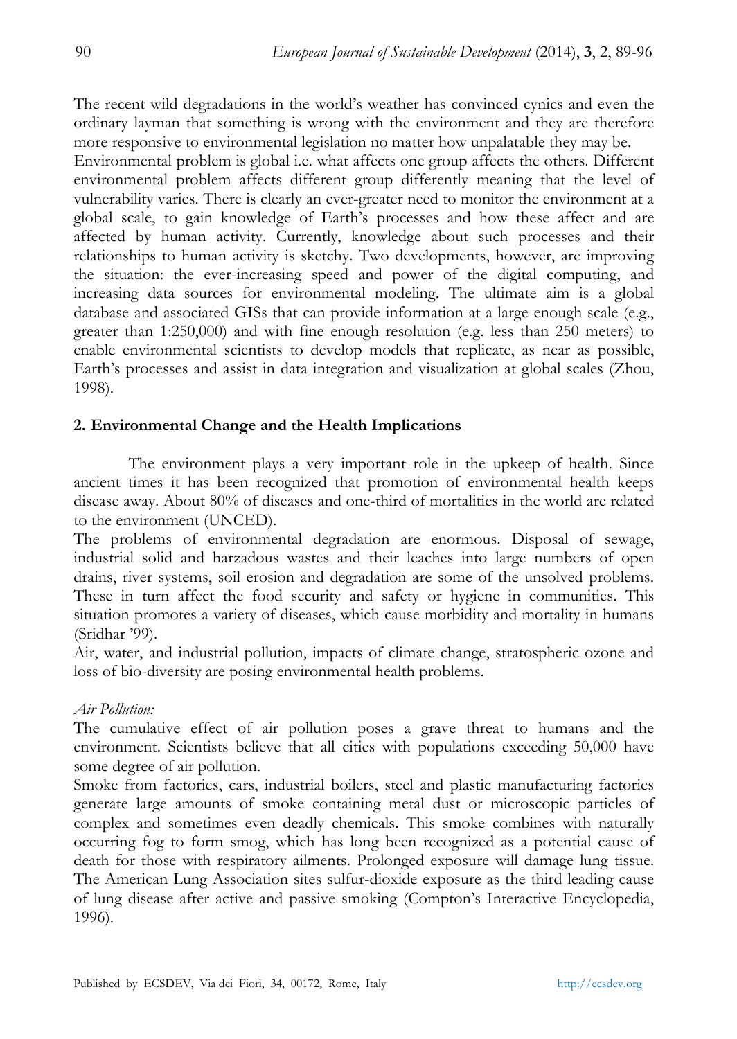The recent wild degradations in the world's weather has convinced cynics and even the ordinary layman that something is wrong with the environment and they are therefore more responsive to environmental legislation no matter how unpalatable they may be.

Environmental problem is global i.e. what affects one group affects the others. Different environmental problem affects different group differently meaning that the level of vulnerability varies. There is clearly an ever-greater need to monitor the environment at a global scale, to gain knowledge of Earth's processes and how these affect and are affected by human activity. Currently, knowledge about such processes and their relationships to human activity is sketchy. Two developments, however, are improving the situation: the ever-increasing speed and power of the digital computing, and increasing data sources for environmental modeling. The ultimate aim is a global database and associated GISs that can provide information at a large enough scale (e.g., greater than 1:250,000) and with fine enough resolution (e.g. less than 250 meters) to enable environmental scientists to develop models that replicate, as near as possible, Earth's processes and assist in data integration and visualization at global scales (Zhou, 1998).

## 2. Environmental Change and the Health Implications

The environment plays a very important role in the upkeep of health. Since ancient times it has been recognized that promotion of environmental health keeps disease away. About 80% of diseases and one-third of mortalities in the world are related to the environment (UNCED).

The problems of environmental degradation are enormous. Disposal of sewage, industrial solid and harzadous wastes and their leaches into large numbers of open drains, river systems, soil erosion and degradation are some of the unsolved problems. These in turn affect the food security and safety or hygiene in communities. This situation promotes a variety of diseases, which cause morbidity and mortality in humans (Sridhar '99).

Air, water, and industrial pollution, impacts of climate change, stratospheric ozone and loss of bio-diversity are posing environmental health problems.

*Air Pollution:*

The cumulative effect of air pollution poses a grave threat to humans and the environment. Scientists believe that all cities with populations exceeding 50,000 have some degree of air pollution.

Smoke from factories, cars, industrial boilers, steel and plastic manufacturing factories generate large amounts of smoke containing metal dust or microscopic particles of complex and sometimes even deadly chemicals. This smoke combines with naturally occurring fog to form smog, which has long been recognized as a potential cause of death for those with respiratory ailments. Prolonged exposure will damage lung tissue. The American Lung Association sites sulfur-dioxide exposure as the third leading cause of lung disease after active and passive smoking (Compton's Interactive Encyclopedia, 1996).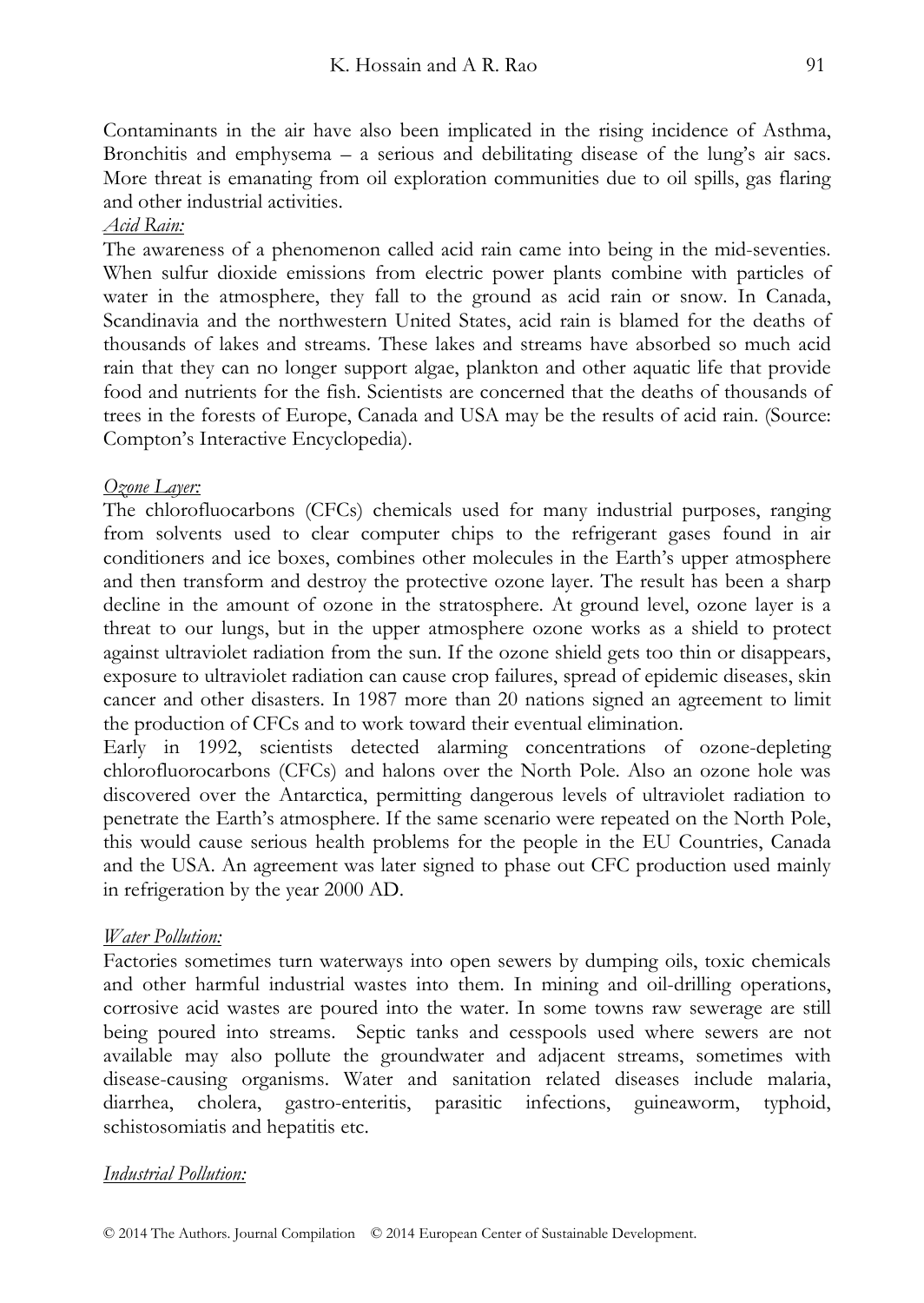Contaminants in the air have also been implicated in the rising incidence of Asthma, Bronchitis and emphysema – a serious and debilitating disease of the lung's air sacs. More threat is emanating from oil exploration communities due to oil spills, gas flaring and other industrial activities.

*Acid Rain:*

The awareness of a phenomenon called acid rain came into being in the mid-seventies. When sulfur dioxide emissions from electric power plants combine with particles of water in the atmosphere, they fall to the ground as acid rain or snow. In Canada, Scandinavia and the northwestern United States, acid rain is blamed for the deaths of thousands of lakes and streams. These lakes and streams have absorbed so much acid rain that they can no longer support algae, plankton and other aquatic life that provide food and nutrients for the fish. Scientists are concerned that the deaths of thousands of trees in the forests of Europe, Canada and USA may be the results of acid rain. (Source: Compton's Interactive Encyclopedia).

*Ozone Layer:*

The chlorofluocarbons (CFCs) chemicals used for many industrial purposes, ranging from solvents used to clear computer chips to the refrigerant gases found in air conditioners and ice boxes, combines other molecules in the Earth's upper atmosphere and then transform and destroy the protective ozone layer. The result has been a sharp decline in the amount of ozone in the stratosphere. At ground level, ozone layer is a threat to our lungs, but in the upper atmosphere ozone works as a shield to protect against ultraviolet radiation from the sun. If the ozone shield gets too thin or disappears, exposure to ultraviolet radiation can cause crop failures, spread of epidemic diseases, skin cancer and other disasters. In 1987 more than 20 nations signed an agreement to limit the production of CFCs and to work toward their eventual elimination.

Early in 1992, scientists detected alarming concentrations of ozone-depleting chlorofluorocarbons (CFCs) and halons over the North Pole. Also an ozone hole was discovered over the Antarctica, permitting dangerous levels of ultraviolet radiation to penetrate the Earth's atmosphere. If the same scenario were repeated on the North Pole, this would cause serious health problems for the people in the EU Countries, Canada and the USA. An agreement was later signed to phase out CFC production used mainly in refrigeration by the year 2000 AD.

*Water Pollution:*

Factories sometimes turn waterways into open sewers by dumping oils, toxic chemicals and other harmful industrial wastes into them. In mining and oil-drilling operations, corrosive acid wastes are poured into the water. In some towns raw sewerage are still being poured into streams. Septic tanks and cesspools used where sewers are not available may also pollute the groundwater and adjacent streams, sometimes with disease-causing organisms. Water and sanitation related diseases include malaria, diarrhea, cholera, gastro-enteritis, parasitic infections, guineaworm, typhoid, schistosomiatis and hepatitis etc.

*Industrial Pollution:*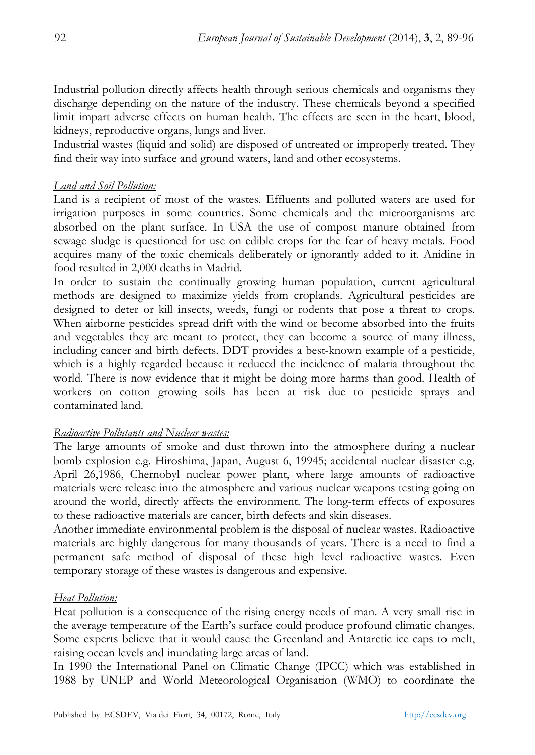Industrial pollution directly affects health through serious chemicals and organisms they discharge depending on the nature of the industry. These chemicals beyond a specified limit impart adverse effects on human health. The effects are seen in the heart, blood, kidneys, reproductive organs, lungs and liver.

Industrial wastes (liquid and solid) are disposed of untreated or improperly treated. They find their way into surface and ground waters, land and other ecosystems.

*Land and Soil Pollution:*

Land is a recipient of most of the wastes. Effluents and polluted waters are used for irrigation purposes in some countries. Some chemicals and the microorganisms are absorbed on the plant surface. In USA the use of compost manure obtained from sewage sludge is questioned for use on edible crops for the fear of heavy metals. Food acquires many of the toxic chemicals deliberately or ignorantly added to it. Anidine in food resulted in 2,000 deaths in Madrid.

In order to sustain the continually growing human population, current agricultural methods are designed to maximize yields from croplands. Agricultural pesticides are designed to deter or kill insects, weeds, fungi or rodents that pose a threat to crops. When airborne pesticides spread drift with the wind or become absorbed into the fruits and vegetables they are meant to protect, they can become a source of many illness, including cancer and birth defects. DDT provides a best-known example of a pesticide, which is a highly regarded because it reduced the incidence of malaria throughout the world. There is now evidence that it might be doing more harms than good. Health of workers on cotton growing soils has been at risk due to pesticide sprays and contaminated land.

*Radioactive Pollutants and Nuclear wastes:*

The large amounts of smoke and dust thrown into the atmosphere during a nuclear bomb explosion e.g. Hiroshima, Japan, August 6, 19945; accidental nuclear disaster e.g. April 26,1986, Chernobyl nuclear power plant, where large amounts of radioactive materials were release into the atmosphere and various nuclear weapons testing going on around the world, directly affects the environment. The long-term effects of exposures to these radioactive materials are cancer, birth defects and skin diseases.

Another immediate environmental problem is the disposal of nuclear wastes. Radioactive materials are highly dangerous for many thousands of years. There is a need to find a permanent safe method of disposal of these high level radioactive wastes. Even temporary storage of these wastes is dangerous and expensive.

*Heat Pollution:*

Heat pollution is a consequence of the rising energy needs of man. A very small rise in the average temperature of the Earth's surface could produce profound climatic changes. Some experts believe that it would cause the Greenland and Antarctic ice caps to melt, raising ocean levels and inundating large areas of land.

In 1990 the International Panel on Climatic Change (IPCC) which was established in 1988 by UNEP and World Meteorological Organisation (WMO) to coordinate the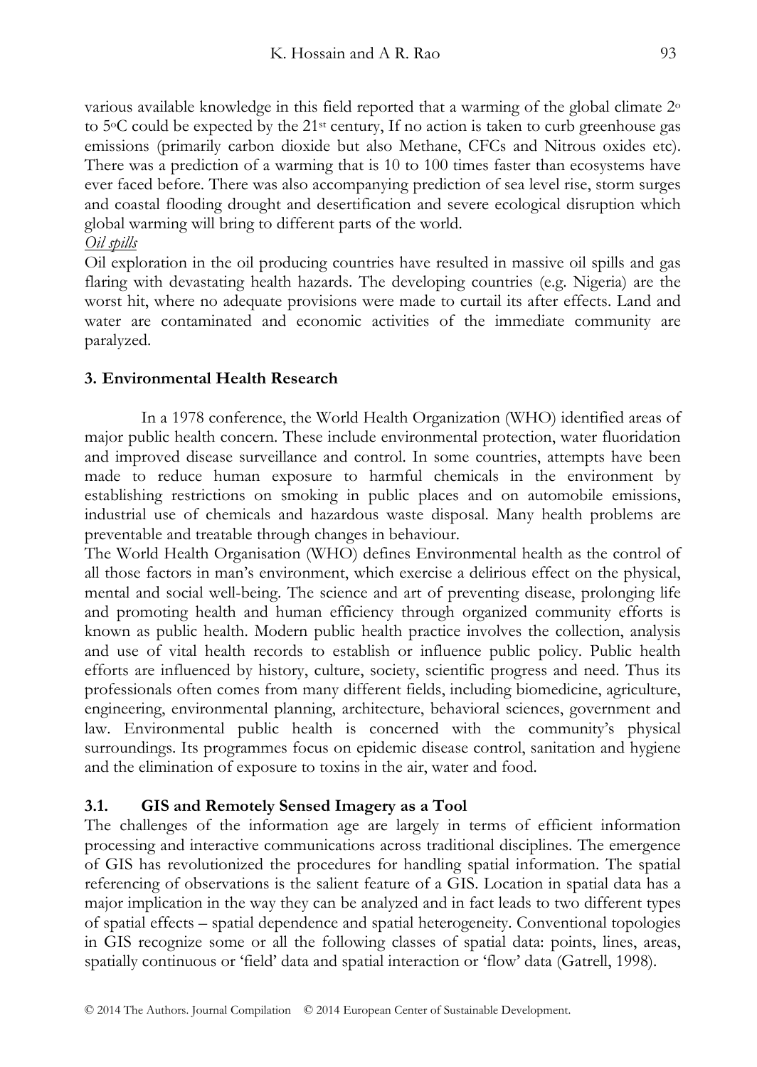various available knowledge in this field reported that a warming of the global climate $2^o$ to $5^oC$ could be expected by the $21^{st}$ century, If no action is taken to curb greenhouse gas emissions (primarily carbon dioxide but also Methane, CFCs and Nitrous oxides etc). There was a prediction of a warming that is 10 to 100 times faster than ecosystems have ever faced before. There was also accompanying prediction of sea level rise, storm surges and coastal flooding drought and desertification and severe ecological disruption which global warming will bring to different parts of the world.

*Oil spills*

Oil exploration in the oil producing countries have resulted in massive oil spills and gas flaring with devastating health hazards. The developing countries (e.g. Nigeria) are the worst hit, where no adequate provisions were made to curtail its after effects. Land and water are contaminated and economic activities of the immediate community are paralyzed.

## 3. Environmental Health Research

In a 1978 conference, the World Health Organization (WHO) identified areas of major public health concern. These include environmental protection, water fluoridation and improved disease surveillance and control. In some countries, attempts have been made to reduce human exposure to harmful chemicals in the environment by establishing restrictions on smoking in public places and on automobile emissions, industrial use of chemicals and hazardous waste disposal. Many health problems are preventable and treatable through changes in behaviour.

The World Health Organisation (WHO) defines Environmental health as the control of all those factors in man's environment, which exercise a delirious effect on the physical, mental and social well-being. The science and art of preventing disease, prolonging life and promoting health and human efficiency through organized community efforts is known as public health. Modern public health practice involves the collection, analysis and use of vital health records to establish or influence public policy. Public health efforts are influenced by history, culture, society, scientific progress and need. Thus its professionals often comes from many different fields, including biomedicine, agriculture, engineering, environmental planning, architecture, behavioral sciences, government and law. Environmental public health is concerned with the community's physical surroundings. Its programmes focus on epidemic disease control, sanitation and hygiene and the elimination of exposure to toxins in the air, water and food.

### 3.1. GIS and Remotely Sensed Imagery as a Tool

The challenges of the information age are largely in terms of efficient information processing and interactive communications across traditional disciplines. The emergence of GIS has revolutionized the procedures for handling spatial information. The spatial referencing of observations is the salient feature of a GIS. Location in spatial data has a major implication in the way they can be analyzed and in fact leads to two different types of spatial effects – spatial dependence and spatial heterogeneity. Conventional topologies in GIS recognize some or all the following classes of spatial data: points, lines, areas, spatially continuous or 'field' data and spatial interaction or 'flow' data (Gatrell, 1998).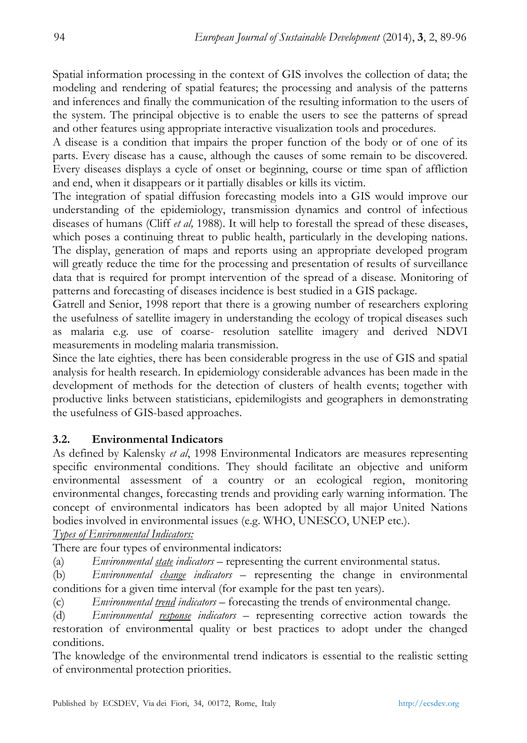Spatial information processing in the context of GIS involves the collection of data; the modeling and rendering of spatial features; the processing and analysis of the patterns and inferences and finally the communication of the resulting information to the users of the system. The principal objective is to enable the users to see the patterns of spread and other features using appropriate interactive visualization tools and procedures.

A disease is a condition that impairs the proper function of the body or of one of its parts. Every disease has a cause, although the causes of some remain to be discovered. Every diseases displays a cycle of onset or beginning, course or time span of affliction and end, when it disappears or it partially disables or kills its victim.

The integration of spatial diffusion forecasting models into a GIS would improve our understanding of the epidemiology, transmission dynamics and control of infectious diseases of humans (Cliff *et al,* 1988). It will help to forestall the spread of these diseases, which poses a continuing threat to public health, particularly in the developing nations. The display, generation of maps and reports using an appropriate developed program will greatly reduce the time for the processing and presentation of results of surveillance data that is required for prompt intervention of the spread of a disease. Monitoring of patterns and forecasting of diseases incidence is best studied in a GIS package.

Gatrell and Senior, 1998 report that there is a growing number of researchers exploring the usefulness of satellite imagery in understanding the ecology of tropical diseases such as malaria e.g. use of coarse- resolution satellite imagery and derived NDVI measurements in modeling malaria transmission.

Since the late eighties, there has been considerable progress in the use of GIS and spatial analysis for health research. In epidemiology considerable advances has been made in the development of methods for the detection of clusters of health events; together with productive links between statisticians, epidemilogists and geographers in demonstrating the usefulness of GIS-based approaches.

### 3.2. Environmental Indicators

As defined by Kalensky *et al*, 1998 Environmental Indicators are measures representing specific environmental conditions. They should facilitate an objective and uniform environmental assessment of a country or an ecological region, monitoring environmental changes, forecasting trends and providing early warning information. The concept of environmental indicators has been adopted by all major United Nations bodies involved in environmental issues (e.g. WHO, UNESCO, UNEP etc.).

*Types of Environmental Indicators:*

There are four types of environmental indicators:

(a) *Environmental state indicators* – representing the current environmental status.

(b) *Environmental change indicators* – representing the change in environmental conditions for a given time interval (for example for the past ten years).

(c) *Environmental trend indicators* – forecasting the trends of environmental change.

(d) *Environmental response indicators* – representing corrective action towards the restoration of environmental quality or best practices to adopt under the changed conditions.

The knowledge of the environmental trend indicators is essential to the realistic setting of environmental protection priorities.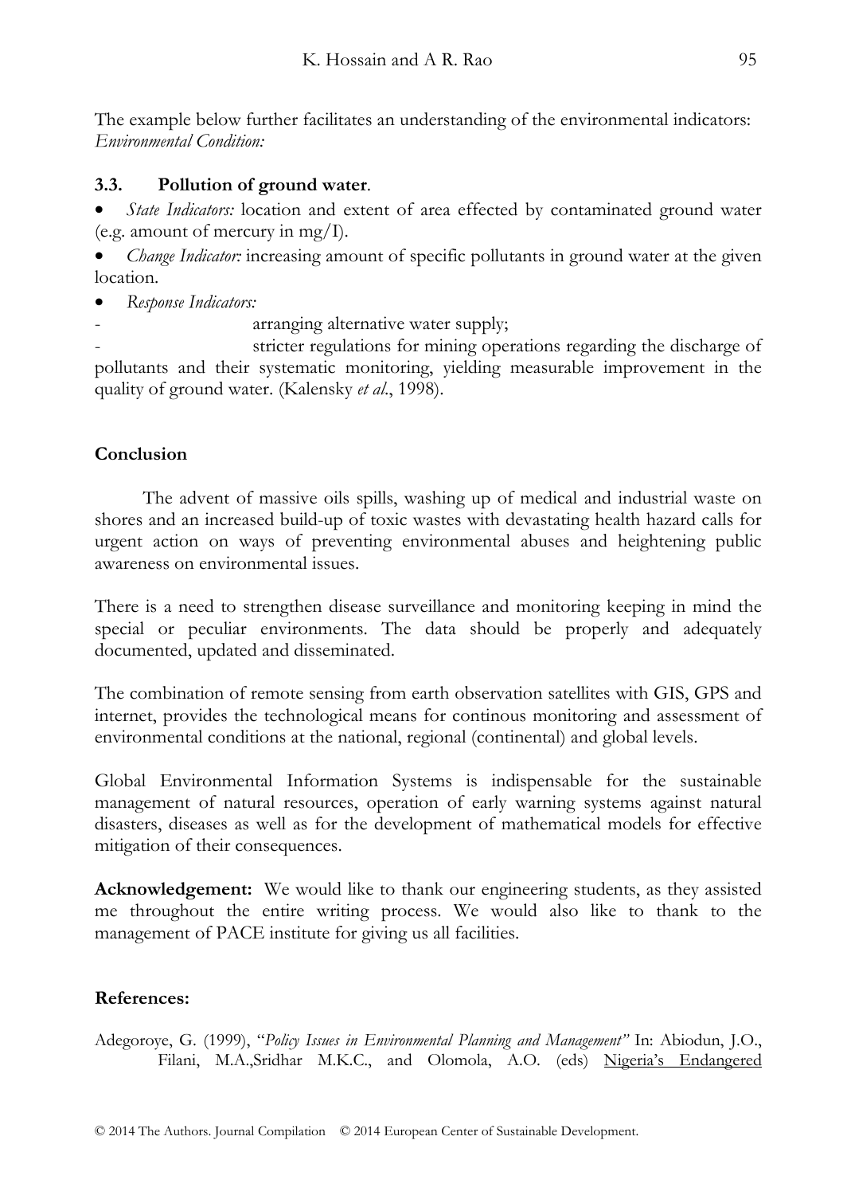The example below further facilitates an understanding of the environmental indicators:
*Environmental Condition:*

### 3.3. Pollution of ground water.

- *State Indicators:* location and extent of area effected by contaminated ground water (e.g. amount of mercury in mg/I).
- *Change Indicator:* increasing amount of specific pollutants in ground water at the given location.
- *Response Indicators:*
  - arranging alternative water supply;
  - stricter regulations for mining operations regarding the discharge of pollutants and their systematic monitoring, yielding measurable improvement in the quality of ground water. (Kalensky *et al*., 1998).

## Conclusion

The advent of massive oils spills, washing up of medical and industrial waste on shores and an increased build-up of toxic wastes with devastating health hazard calls for urgent action on ways of preventing environmental abuses and heightening public awareness on environmental issues.

There is a need to strengthen disease surveillance and monitoring keeping in mind the special or peculiar environments. The data should be properly and adequately documented, updated and disseminated.

The combination of remote sensing from earth observation satellites with GIS, GPS and internet, provides the technological means for continous monitoring and assessment of environmental conditions at the national, regional (continental) and global levels.

Global Environmental Information Systems is indispensable for the sustainable management of natural resources, operation of early warning systems against natural disasters, diseases as well as for the development of mathematical models for effective mitigation of their consequences.

**Acknowledgement:** We would like to thank our engineering students, as they assisted me throughout the entire writing process. We would also like to thank to the management of PACE institute for giving us all facilities.

## References:

Adegoroye, G. (1999), "*Policy Issues in Environmental Planning and Management"* In: Abiodun, J.O., Filani, M.A.,Sridhar M.K.C., and Olomola, A.O. (eds) Nigeria's Endangered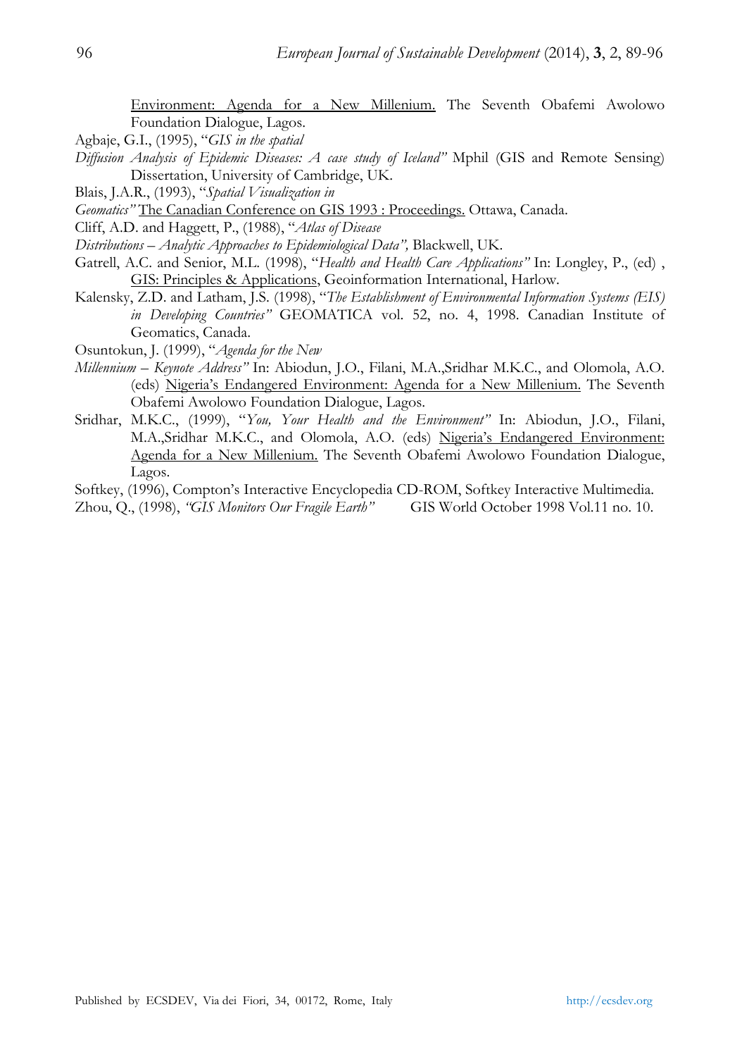Environment: Agenda for a New Millenium. The Seventh Obafemi Awolowo Foundation Dialogue, Lagos.

Agbaje, G.I., (1995), "*GIS in the spatial Diffusion Analysis of Epidemic Diseases: A case study of Iceland"* Mphil (GIS and Remote Sensing) Dissertation, University of Cambridge, UK.

Blais, J.A.R., (1993), "*Spatial Visualization in Geomatics"* The Canadian Conference on GIS 1993 : Proceedings. Ottawa, Canada.

Cliff, A.D. and Haggett, P., (1988), "*Atlas of Disease Distributions – Analytic Approaches to Epidemiological Data",* Blackwell, UK.

Gatrell, A.C. and Senior, M.L. (1998), "*Health and Health Care Applications"* In: Longley, P., (ed) , GIS: Principles & Applications, Geoinformation International, Harlow.

Kalensky, Z.D. and Latham, J.S. (1998), "*The Establishment of Environmental Information Systems (EIS) in Developing Countries"* GEOMATICA vol. 52, no. 4, 1998. Canadian Institute of Geomatics, Canada.

Osuntokun, J. (1999), "*Agenda for the New Millennium – Keynote Address"* In: Abiodun, J.O., Filani, M.A.,Sridhar M.K.C., and Olomola, A.O. (eds) Nigeria's Endangered Environment: Agenda for a New Millenium. The Seventh Obafemi Awolowo Foundation Dialogue, Lagos.

Sridhar, M.K.C., (1999), "*You, Your Health and the Environment"* In: Abiodun, J.O., Filani, M.A.,Sridhar M.K.C., and Olomola, A.O. (eds) Nigeria's Endangered Environment: Agenda for a New Millenium. The Seventh Obafemi Awolowo Foundation Dialogue, Lagos.

Softkey, (1996), Compton's Interactive Encyclopedia CD-ROM, Softkey Interactive Multimedia.

Zhou, Q., (1998), *"GIS Monitors Our Fragile Earth"* GIS World October 1998 Vol.11 no. 10.